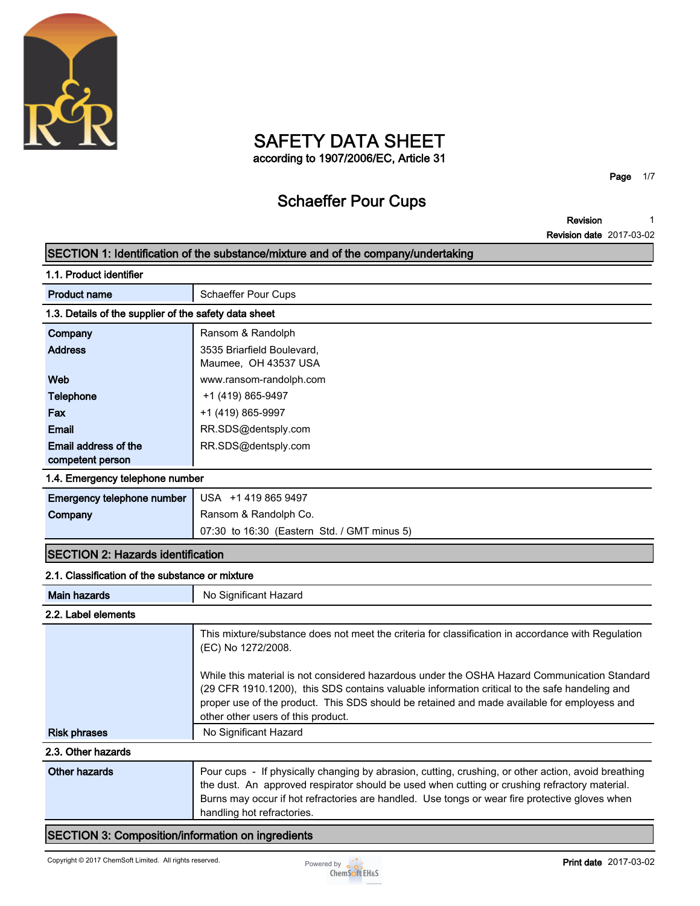# SAFETY DATA SHEET

according to 1907/2006/EC, Article 31

## Schaeffer Pour Cups

**Revision** 1
**Revision date** 2017-03-02

## SECTION 1: Identification of the substance/mixture and of the company/undertaking

### 1.1. Product identifier

| | |
|---|---|
| **Product name** | Schaeffer Pour Cups |

### 1.3. Details of the supplier of the safety data sheet

| | |
|---|---|
| **Company** | Ransom & Randolph |
| **Address** | 3535 Briarfield Boulevard, Maumee, OH 43537 USA |
| **Web** | www.ransom-randolph.com |
| **Telephone** | +1 (419) 865-9497 |
| **Fax** | +1 (419) 865-9997 |
| **Email** | RR.SDS@dentsply.com |
| **Email address of the competent person** | RR.SDS@dentsply.com |

### 1.4. Emergency telephone number

| | |
|---|---|
| **Emergency telephone number** | USA +1 419 865 9497 |
| **Company** | Ransom & Randolph Co. |
| | 07:30 to 16:30 (Eastern Std. / GMT minus 5) |

## SECTION 2: Hazards identification

### 2.1. Classification of the substance or mixture

| | |
|---|---|
| **Main hazards** | No Significant Hazard |

### 2.2. Label elements

This mixture/substance does not meet the criteria for classification in accordance with Regulation (EC) No 1272/2008.

While this material is not considered hazardous under the OSHA Hazard Communication Standard (29 CFR 1910.1200), this SDS contains valuable information critical to the safe handeling and proper use of the product. This SDS should be retained and made available for employess and other other users of this product.

| | |
|---|---|
| **Risk phrases** | No Significant Hazard |

### 2.3. Other hazards

| | |
|---|---|
| **Other hazards** | Pour cups - If physically changing by abrasion, cutting, crushing, or other action, avoid breathing the dust. An approved respirator should be used when cutting or crushing refractory material. Burns may occur if hot refractories are handled. Use tongs or wear fire protective gloves when handling hot refractories. |

## SECTION 3: Composition/information on ingredients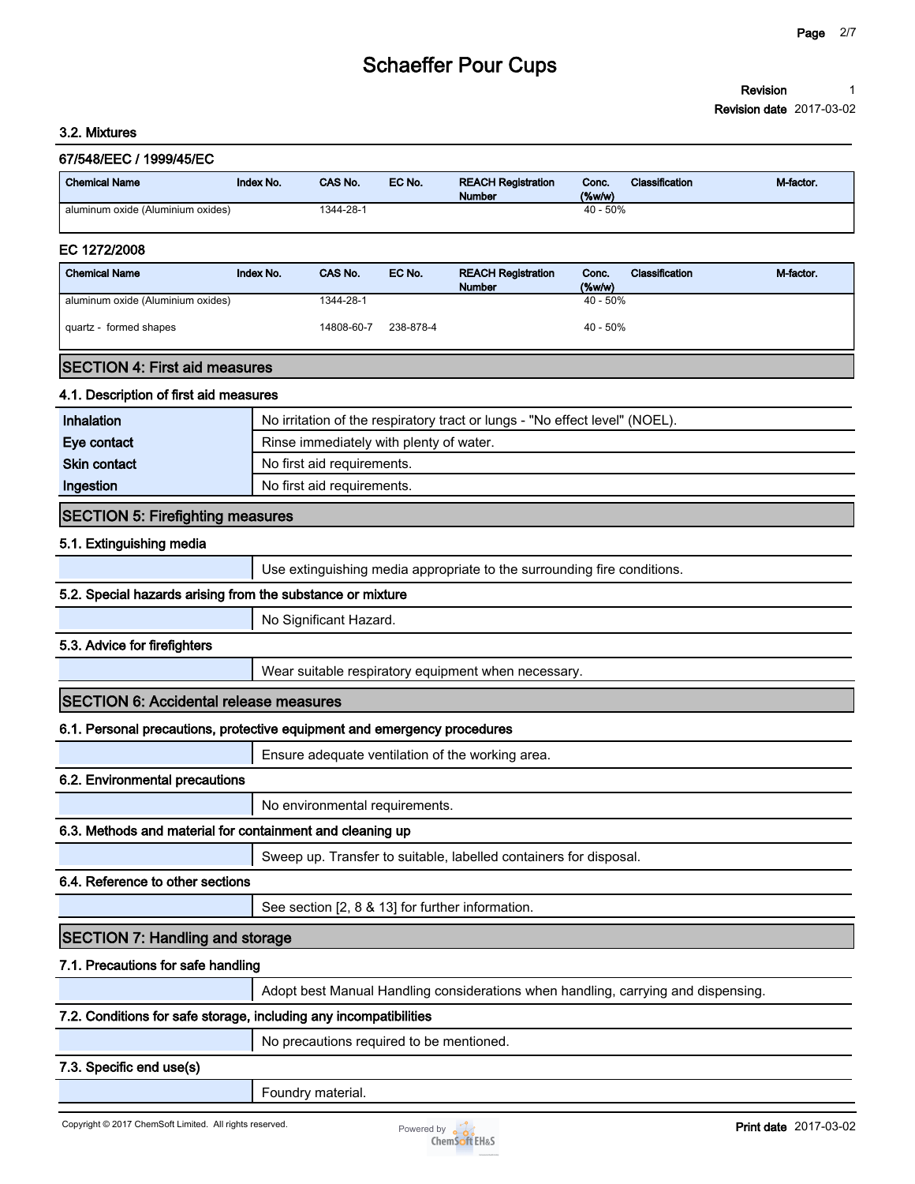### 3.2. Mixtures

**67/548/EEC / 1999/45/EC**

| Chemical Name | Index No. | CAS No. | EC No. | REACH Registration Number | Conc. (%w/w) | Classification | M-factor. |
| --- | --- | --- | --- | --- | --- | --- | --- |
| aluminum oxide (Aluminium oxides) | | 1344-28-1 | | | 40 - 50% | | |

**EC 1272/2008**

| Chemical Name | Index No. | CAS No. | EC No. | REACH Registration Number | Conc. (%w/w) | Classification | M-factor. |
| --- | --- | --- | --- | --- | --- | --- | --- |
| aluminum oxide (Aluminium oxides) | | 1344-28-1 | | | 40 - 50% | | |
| quartz - formed shapes | | 14808-60-7 | 238-878-4 | | 40 - 50% | | |

## SECTION 4: First aid measures

### 4.1. Description of first aid measures

| | |
| --- | --- |
| **Inhalation** | No irritation of the respiratory tract or lungs - "No effect level" (NOEL). |
| **Eye contact** | Rinse immediately with plenty of water. |
| **Skin contact** | No first aid requirements. |
| **Ingestion** | No first aid requirements. |

## SECTION 5: Firefighting measures

### 5.1. Extinguishing media

Use extinguishing media appropriate to the surrounding fire conditions.

### 5.2. Special hazards arising from the substance or mixture

No Significant Hazard.

### 5.3. Advice for firefighters

Wear suitable respiratory equipment when necessary.

## SECTION 6: Accidental release measures

### 6.1. Personal precautions, protective equipment and emergency procedures

Ensure adequate ventilation of the working area.

### 6.2. Environmental precautions

No environmental requirements.

### 6.3. Methods and material for containment and cleaning up

Sweep up. Transfer to suitable, labelled containers for disposal.

### 6.4. Reference to other sections

See section [2, 8 & 13] for further information.

## SECTION 7: Handling and storage

### 7.1. Precautions for safe handling

Adopt best Manual Handling considerations when handling, carrying and dispensing.

### 7.2. Conditions for safe storage, including any incompatibilities

No precautions required to be mentioned.

### 7.3. Specific end use(s)

Foundry material.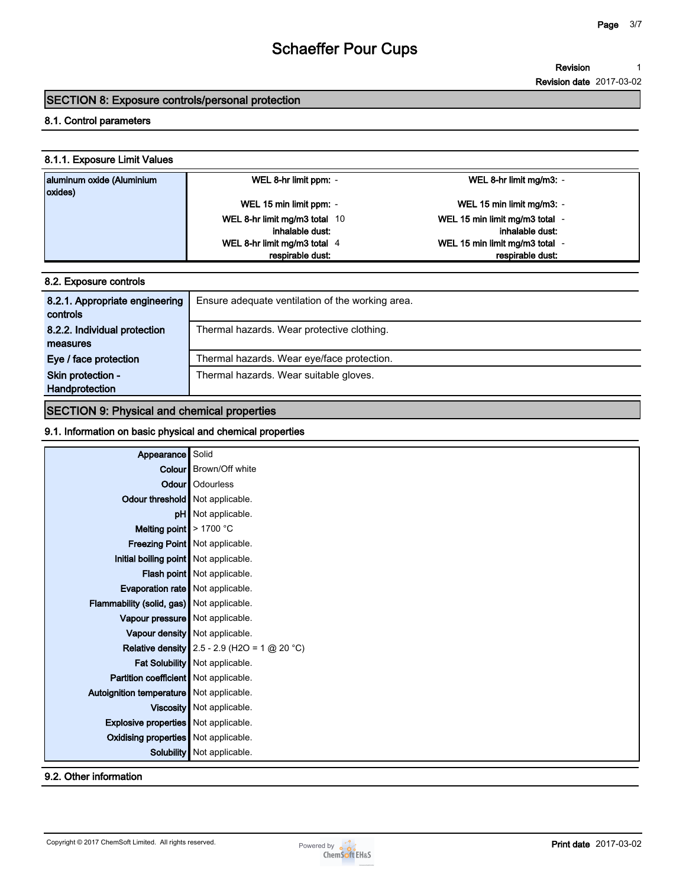## SECTION 8: Exposure controls/personal protection

### 8.1. Control parameters

#### 8.1.1. Exposure Limit Values

| aluminum oxide (Aluminium oxides) | | | | |
|---|---|---|---|---|
| | WEL 8-hr limit ppm: | - | WEL 8-hr limit mg/m3: | - |
| | WEL 15 min limit ppm: | - | WEL 15 min limit mg/m3: | - |
| | WEL 8-hr limit mg/m3 total inhalable dust: | 10 | WEL 15 min limit mg/m3 total inhalable dust: | - |
| | WEL 8-hr limit mg/m3 total respirable dust: | 4 | WEL 15 min limit mg/m3 total respirable dust: | - |

### 8.2. Exposure controls

| | |
|---|---|
| 8.2.1. Appropriate engineering controls | Ensure adequate ventilation of the working area. |
| 8.2.2. Individual protection measures | Thermal hazards. Wear protective clothing. |
| Eye / face protection | Thermal hazards. Wear eye/face protection. |
| Skin protection - Handprotection | Thermal hazards. Wear suitable gloves. |

## SECTION 9: Physical and chemical properties

### 9.1. Information on basic physical and chemical properties

| | |
|---|---|
| Appearance | Solid |
| Colour | Brown/Off white |
| Odour | Odourless |
| Odour threshold | Not applicable. |
| pH | Not applicable. |
| Melting point | > 1700 °C |
| Freezing Point | Not applicable. |
| Initial boiling point | Not applicable. |
| Flash point | Not applicable. |
| Evaporation rate | Not applicable. |
| Flammability (solid, gas) | Not applicable. |
| Vapour pressure | Not applicable. |
| Vapour density | Not applicable. |
| Relative density | 2.5 - 2.9 ($H_2O$ = 1 @ 20 °C) |
| Fat Solubility | Not applicable. |
| Partition coefficient | Not applicable. |
| Autoignition temperature | Not applicable. |
| Viscosity | Not applicable. |
| Explosive properties | Not applicable. |
| Oxidising properties | Not applicable. |
| Solubility | Not applicable. |

### 9.2. Other information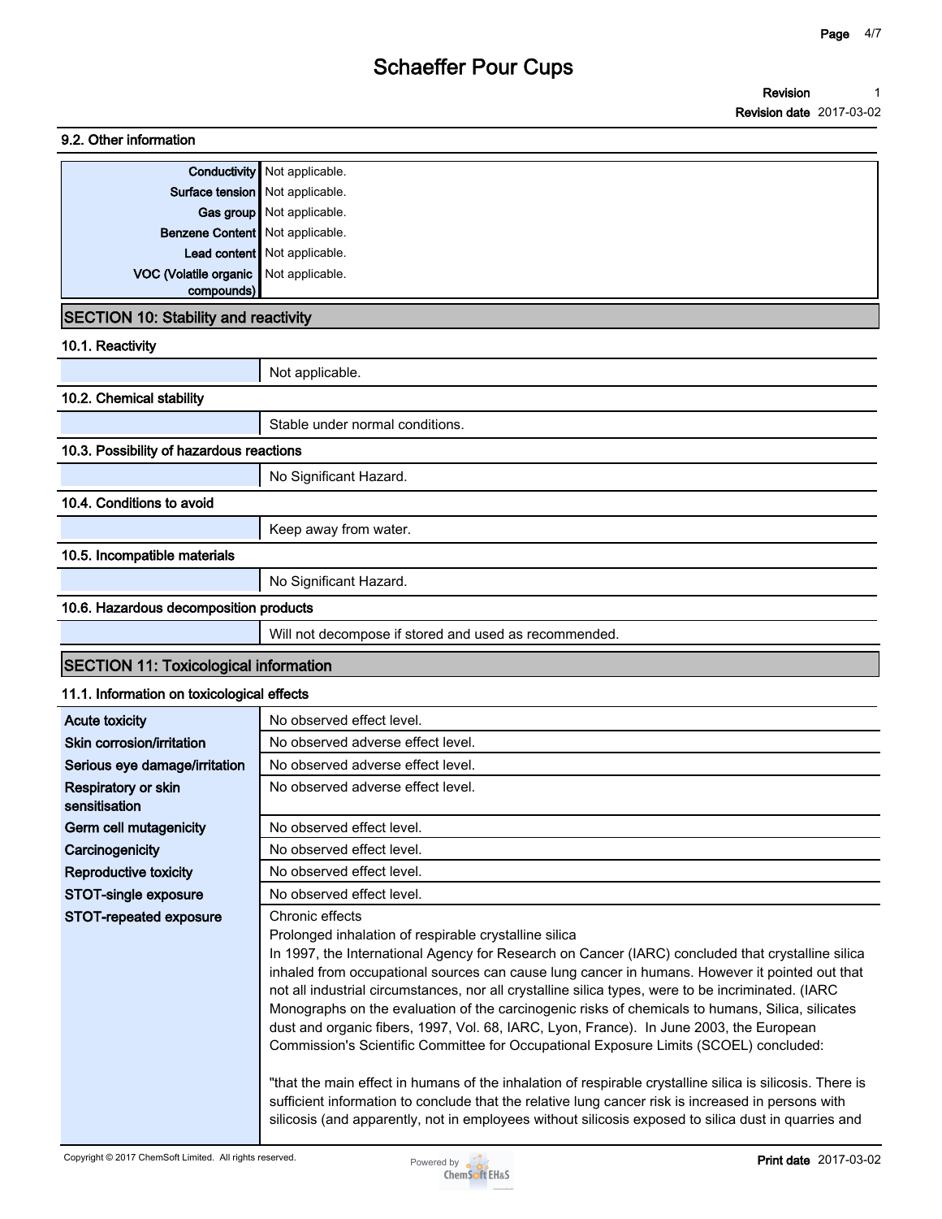### 9.2. Other information

| | |
|---|---|
| **Conductivity** | Not applicable. |
| **Surface tension** | Not applicable. |
| **Gas group** | Not applicable. |
| **Benzene Content** | Not applicable. |
| **Lead content** | Not applicable. |
| **VOC (Volatile organic compounds)** | Not applicable. |

## SECTION 10: Stability and reactivity

### 10.1. Reactivity

Not applicable.

### 10.2. Chemical stability

Stable under normal conditions.

### 10.3. Possibility of hazardous reactions

No Significant Hazard.

### 10.4. Conditions to avoid

Keep away from water.

### 10.5. Incompatible materials

No Significant Hazard.

### 10.6. Hazardous decomposition products

Will not decompose if stored and used as recommended.

## SECTION 11: Toxicological information

### 11.1. Information on toxicological effects

| | |
|---|---|
| **Acute toxicity** | No observed effect level. |
| **Skin corrosion/irritation** | No observed adverse effect level. |
| **Serious eye damage/irritation** | No observed adverse effect level. |
| **Respiratory or skin sensitisation** | No observed adverse effect level. |
| **Germ cell mutagenicity** | No observed effect level. |
| **Carcinogenicity** | No observed effect level. |
| **Reproductive toxicity** | No observed effect level. |
| **STOT-single exposure** | No observed effect level. |
| **STOT-repeated exposure** | Chronic effects<br>Prolonged inhalation of respirable crystalline silica<br>In 1997, the International Agency for Research on Cancer (IARC) concluded that crystalline silica inhaled from occupational sources can cause lung cancer in humans. However it pointed out that not all industrial circumstances, nor all crystalline silica types, were to be incriminated. (IARC Monographs on the evaluation of the carcinogenic risks of chemicals to humans, Silica, silicates dust and organic fibers, 1997, Vol. 68, IARC, Lyon, France). In June 2003, the European Commission's Scientific Committee for Occupational Exposure Limits (SCOEL) concluded:<br><br>"that the main effect in humans of the inhalation of respirable crystalline silica is silicosis. There is sufficient information to conclude that the relative lung cancer risk is increased in persons with silicosis (and apparently, not in employees without silicosis exposed to silica dust in quarries and |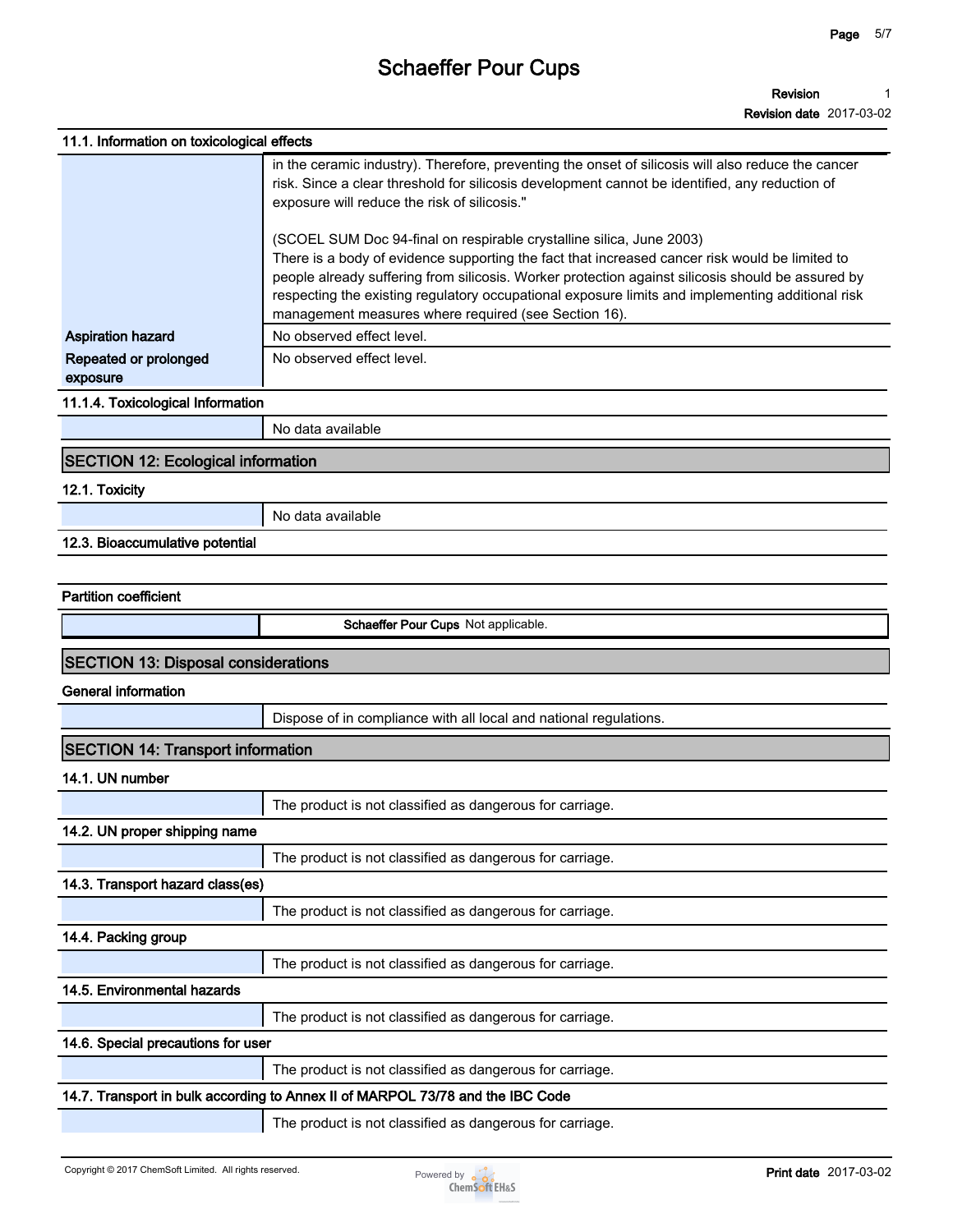### 11.1. Information on toxicological effects

| | |
|---|---|
| | in the ceramic industry). Therefore, preventing the onset of silicosis will also reduce the cancer risk. Since a clear threshold for silicosis development cannot be identified, any reduction of exposure will reduce the risk of silicosis."<br><br>(SCOEL SUM Doc 94-final on respirable crystalline silica, June 2003)<br>There is a body of evidence supporting the fact that increased cancer risk would be limited to people already suffering from silicosis. Worker protection against silicosis should be assured by respecting the existing regulatory occupational exposure limits and implementing additional risk management measures where required (see Section 16). |
| **Aspiration hazard** | No observed effect level. |
| **Repeated or prolonged exposure** | No observed effect level. |

### 11.1.4. Toxicological Information

No data available

## SECTION 12: Ecological information

### 12.1. Toxicity

No data available

### 12.3. Bioaccumulative potential

### Partition coefficient

| | |
|---|---|
| | **Schaeffer Pour Cups** Not applicable. |

## SECTION 13: Disposal considerations

### General information

Dispose of in compliance with all local and national regulations.

## SECTION 14: Transport information

### 14.1. UN number

The product is not classified as dangerous for carriage.

### 14.2. UN proper shipping name

The product is not classified as dangerous for carriage.

### 14.3. Transport hazard class(es)

The product is not classified as dangerous for carriage.

### 14.4. Packing group

The product is not classified as dangerous for carriage.

### 14.5. Environmental hazards

The product is not classified as dangerous for carriage.

### 14.6. Special precautions for user

The product is not classified as dangerous for carriage.

### 14.7. Transport in bulk according to Annex II of MARPOL 73/78 and the IBC Code

The product is not classified as dangerous for carriage.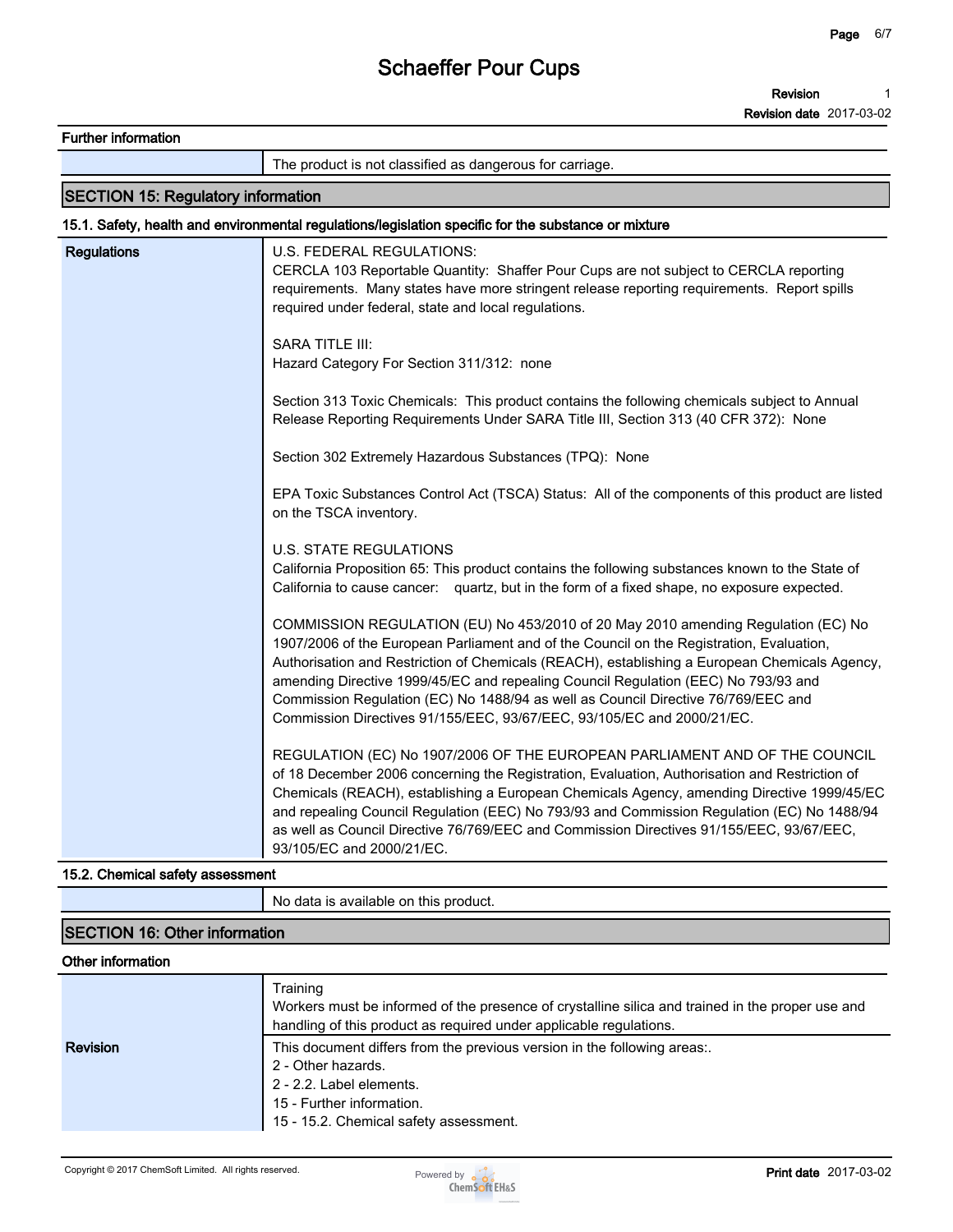**Further information**

| | |
|---|---|
| | The product is not classified as dangerous for carriage. |

## SECTION 15: Regulatory information

### 15.1. Safety, health and environmental regulations/legislation specific for the substance or mixture

**Regulations**

U.S. FEDERAL REGULATIONS:
CERCLA 103 Reportable Quantity: Shaffer Pour Cups are not subject to CERCLA reporting requirements. Many states have more stringent release reporting requirements. Report spills required under federal, state and local regulations.

SARA TITLE III:
Hazard Category For Section 311/312: none

Section 313 Toxic Chemicals: This product contains the following chemicals subject to Annual Release Reporting Requirements Under SARA Title III, Section 313 (40 CFR 372): None

Section 302 Extremely Hazardous Substances (TPQ): None

EPA Toxic Substances Control Act (TSCA) Status: All of the components of this product are listed on the TSCA inventory.

U.S. STATE REGULATIONS
California Proposition 65: This product contains the following substances known to the State of California to cause cancer: quartz, but in the form of a fixed shape, no exposure expected.

COMMISSION REGULATION (EU) No 453/2010 of 20 May 2010 amending Regulation (EC) No 1907/2006 of the European Parliament and of the Council on the Registration, Evaluation, Authorisation and Restriction of Chemicals (REACH), establishing a European Chemicals Agency, amending Directive 1999/45/EC and repealing Council Regulation (EEC) No 793/93 and Commission Regulation (EC) No 1488/94 as well as Council Directive 76/769/EEC and Commission Directives 91/155/EEC, 93/67/EEC, 93/105/EC and 2000/21/EC.

REGULATION (EC) No 1907/2006 OF THE EUROPEAN PARLIAMENT AND OF THE COUNCIL of 18 December 2006 concerning the Registration, Evaluation, Authorisation and Restriction of Chemicals (REACH), establishing a European Chemicals Agency, amending Directive 1999/45/EC and repealing Council Regulation (EEC) No 793/93 and Commission Regulation (EC) No 1488/94 as well as Council Directive 76/769/EEC and Commission Directives 91/155/EEC, 93/67/EEC, 93/105/EC and 2000/21/EC.

### 15.2. Chemical safety assessment

| | |
|---|---|
| | No data is available on this product. |

## SECTION 16: Other information

**Other information**

| | |
|---|---|
| | Training<br>Workers must be informed of the presence of crystalline silica and trained in the proper use and handling of this product as required under applicable regulations. |
| **Revision** | This document differs from the previous version in the following areas:.<br>2 - Other hazards.<br>2 - 2.2. Label elements.<br>15 - Further information.<br>15 - 15.2. Chemical safety assessment. |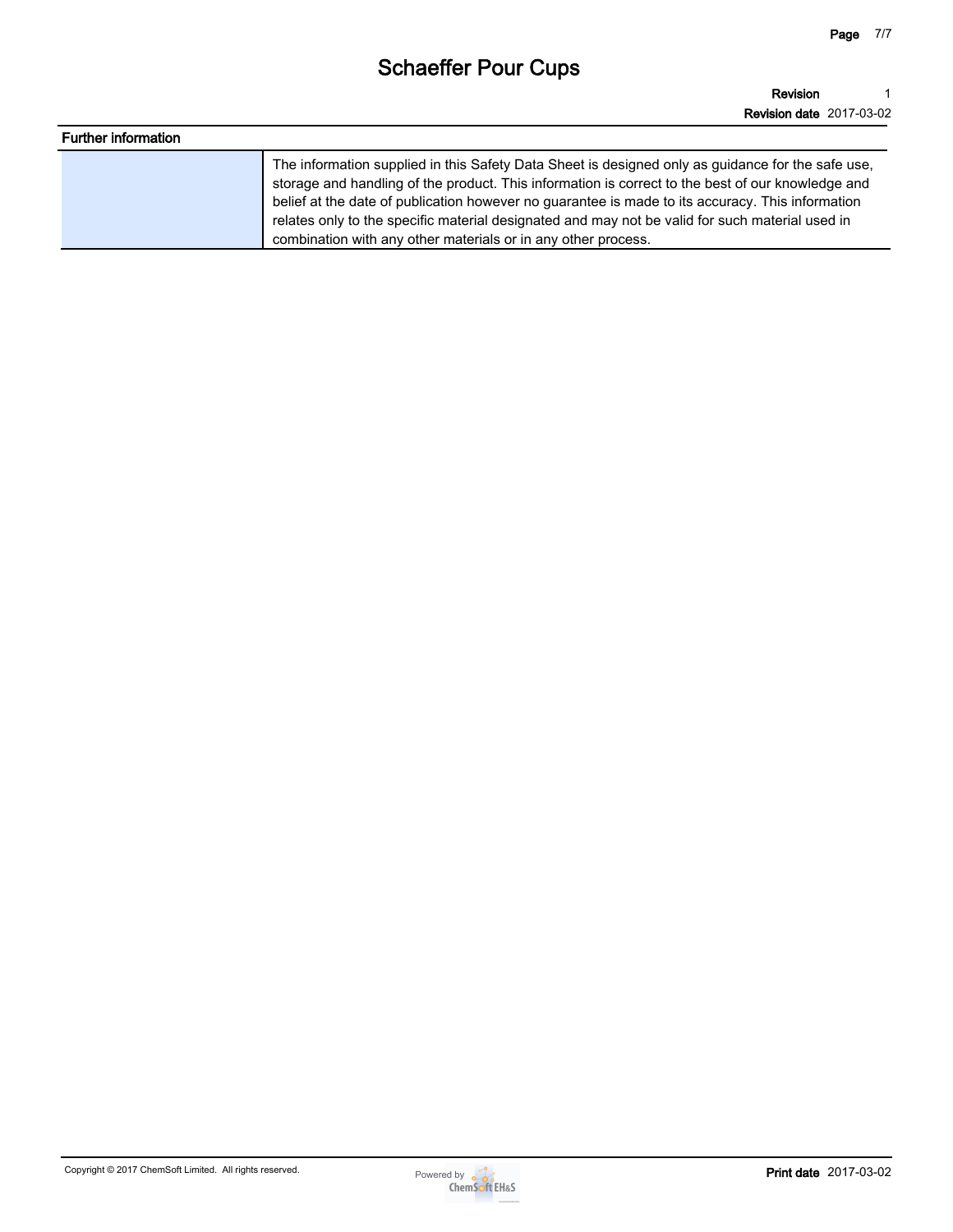## Further information

| | |
|---|---|
| | The information supplied in this Safety Data Sheet is designed only as guidance for the safe use, storage and handling of the product. This information is correct to the best of our knowledge and belief at the date of publication however no guarantee is made to its accuracy. This information relates only to the specific material designated and may not be valid for such material used in combination with any other materials or in any other process. |